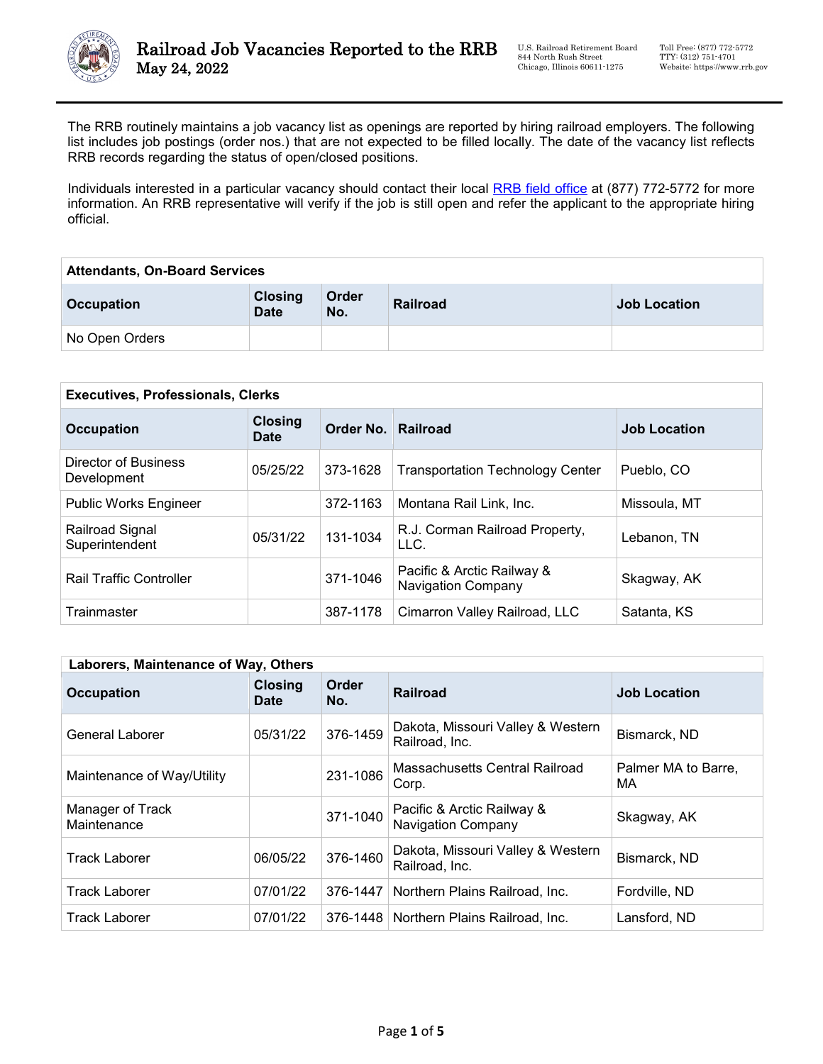# Railroad Job Vacancies Reported to the RRB
May 24, 2022

U.S. Railroad Retirement Board
844 North Rush Street
Chicago, Illinois 60611-1275

Toll Free: (877) 772-5772
TTY: (312) 751-4701
Website: https://www.rrb.gov

The RRB routinely maintains a job vacancy list as openings are reported by hiring railroad employers. The following list includes job postings (order nos.) that are not expected to be filled locally. The date of the vacancy list reflects RRB records regarding the status of open/closed positions.

Individuals interested in a particular vacancy should contact their local RRB field office at (877) 772-5772 for more information. An RRB representative will verify if the job is still open and refer the applicant to the appropriate hiring official.

**Attendants, On-Board Services**

| Occupation | Closing Date | Order No. | Railroad | Job Location |
|---|---|---|---|---|
| No Open Orders | | | | |

**Executives, Professionals, Clerks**

| Occupation | Closing Date | Order No. | Railroad | Job Location |
|---|---|---|---|---|
| Director of Business Development | 05/25/22 | 373-1628 | Transportation Technology Center | Pueblo, CO |
| Public Works Engineer | | 372-1163 | Montana Rail Link, Inc. | Missoula, MT |
| Railroad Signal Superintendent | 05/31/22 | 131-1034 | R.J. Corman Railroad Property, LLC. | Lebanon, TN |
| Rail Traffic Controller | | 371-1046 | Pacific & Arctic Railway & Navigation Company | Skagway, AK |
| Trainmaster | | 387-1178 | Cimarron Valley Railroad, LLC | Satanta, KS |

**Laborers, Maintenance of Way, Others**

| Occupation | Closing Date | Order No. | Railroad | Job Location |
|---|---|---|---|---|
| General Laborer | 05/31/22 | 376-1459 | Dakota, Missouri Valley & Western Railroad, Inc. | Bismarck, ND |
| Maintenance of Way/Utility | | 231-1086 | Massachusetts Central Railroad Corp. | Palmer MA to Barre, MA |
| Manager of Track Maintenance | | 371-1040 | Pacific & Arctic Railway & Navigation Company | Skagway, AK |
| Track Laborer | 06/05/22 | 376-1460 | Dakota, Missouri Valley & Western Railroad, Inc. | Bismarck, ND |
| Track Laborer | 07/01/22 | 376-1447 | Northern Plains Railroad, Inc. | Fordville, ND |
| Track Laborer | 07/01/22 | 376-1448 | Northern Plains Railroad, Inc. | Lansford, ND |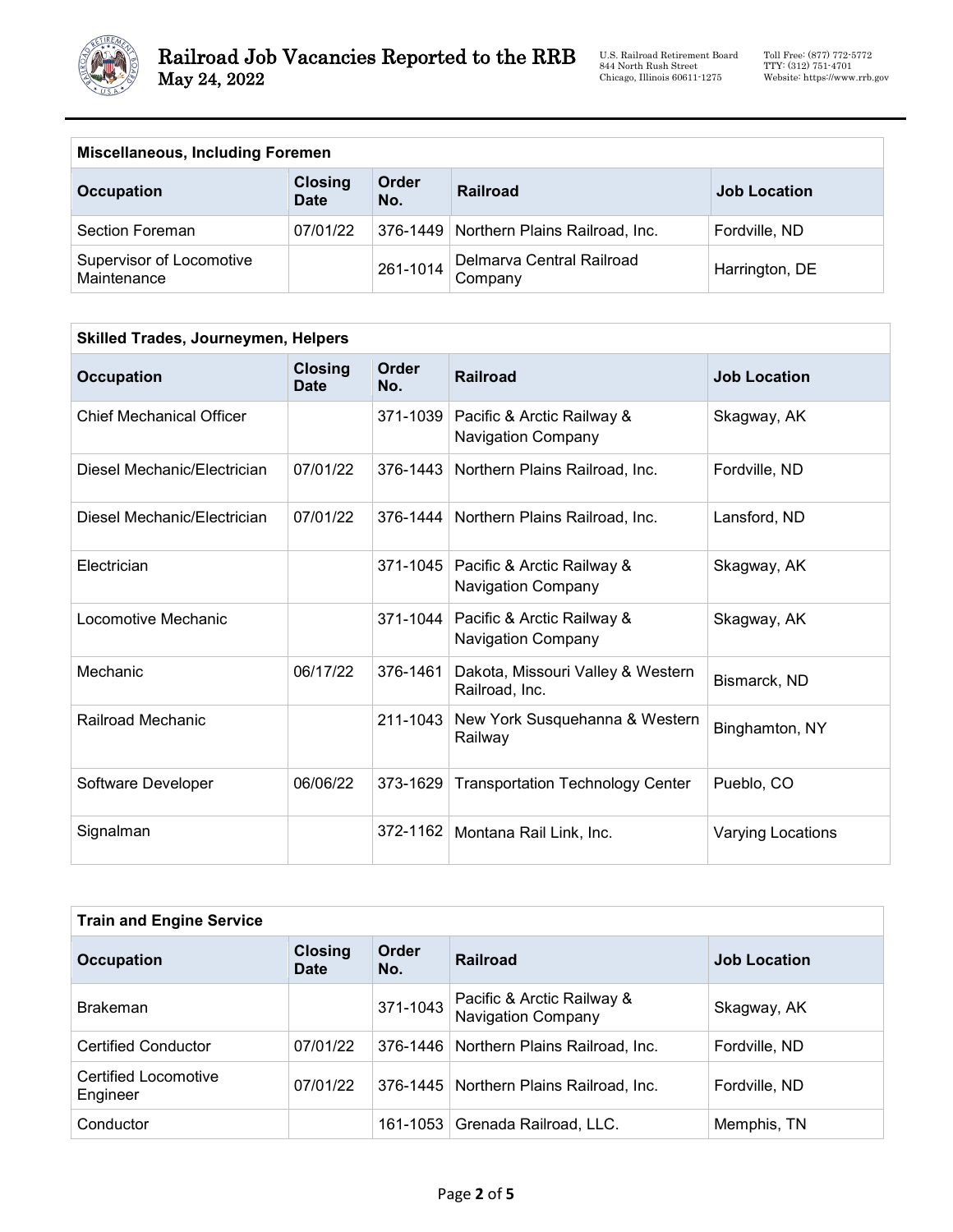| Miscellaneous, Including Foremen | | | | |
|---|---|---|---|---|
| **Occupation** | **Closing Date** | **Order No.** | **Railroad** | **Job Location** |
| Section Foreman | 07/01/22 | 376-1449 | Northern Plains Railroad, Inc. | Fordville, ND |
| Supervisor of Locomotive Maintenance | | 261-1014 | Delmarva Central Railroad Company | Harrington, DE |

| Skilled Trades, Journeymen, Helpers | | | | |
|---|---|---|---|---|
| **Occupation** | **Closing Date** | **Order No.** | **Railroad** | **Job Location** |
| Chief Mechanical Officer | | 371-1039 | Pacific & Arctic Railway & Navigation Company | Skagway, AK |
| Diesel Mechanic/Electrician | 07/01/22 | 376-1443 | Northern Plains Railroad, Inc. | Fordville, ND |
| Diesel Mechanic/Electrician | 07/01/22 | 376-1444 | Northern Plains Railroad, Inc. | Lansford, ND |
| Electrician | | 371-1045 | Pacific & Arctic Railway & Navigation Company | Skagway, AK |
| Locomotive Mechanic | | 371-1044 | Pacific & Arctic Railway & Navigation Company | Skagway, AK |
| Mechanic | 06/17/22 | 376-1461 | Dakota, Missouri Valley & Western Railroad, Inc. | Bismarck, ND |
| Railroad Mechanic | | 211-1043 | New York Susquehanna & Western Railway | Binghamton, NY |
| Software Developer | 06/06/22 | 373-1629 | Transportation Technology Center | Pueblo, CO |
| Signalman | | 372-1162 | Montana Rail Link, Inc. | Varying Locations |

| Train and Engine Service | | | | |
|---|---|---|---|---|
| **Occupation** | **Closing Date** | **Order No.** | **Railroad** | **Job Location** |
| Brakeman | | 371-1043 | Pacific & Arctic Railway & Navigation Company | Skagway, AK |
| Certified Conductor | 07/01/22 | 376-1446 | Northern Plains Railroad, Inc. | Fordville, ND |
| Certified Locomotive Engineer | 07/01/22 | 376-1445 | Northern Plains Railroad, Inc. | Fordville, ND |
| Conductor | | 161-1053 | Grenada Railroad, LLC. | Memphis, TN |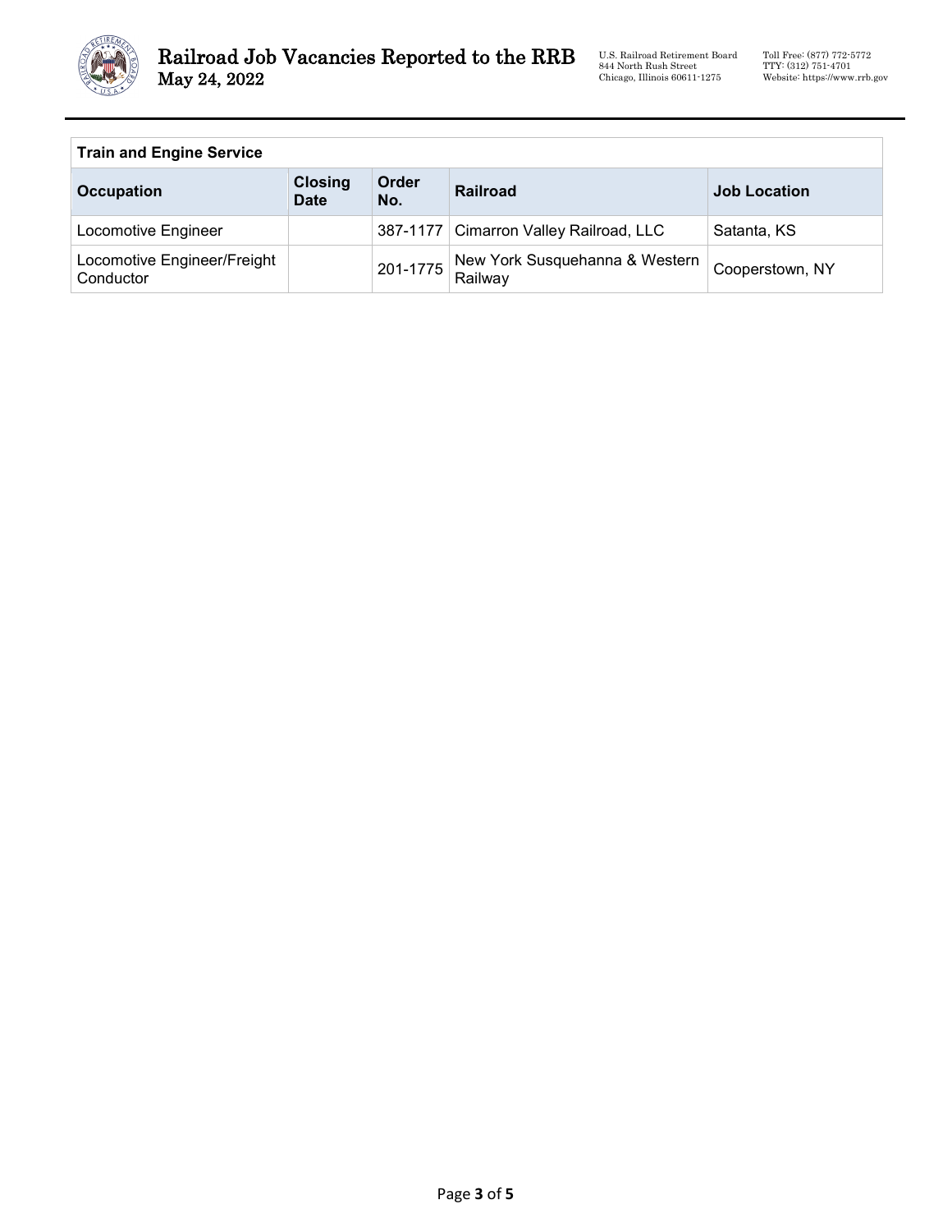| Train and Engine Service | | | | |
|---|---|---|---|---|
| **Occupation** | **Closing Date** | **Order No.** | **Railroad** | **Job Location** |
| Locomotive Engineer | | 387-1177 | Cimarron Valley Railroad, LLC | Satanta, KS |
| Locomotive Engineer/Freight Conductor | | 201-1775 | New York Susquehanna & Western Railway | Cooperstown, NY |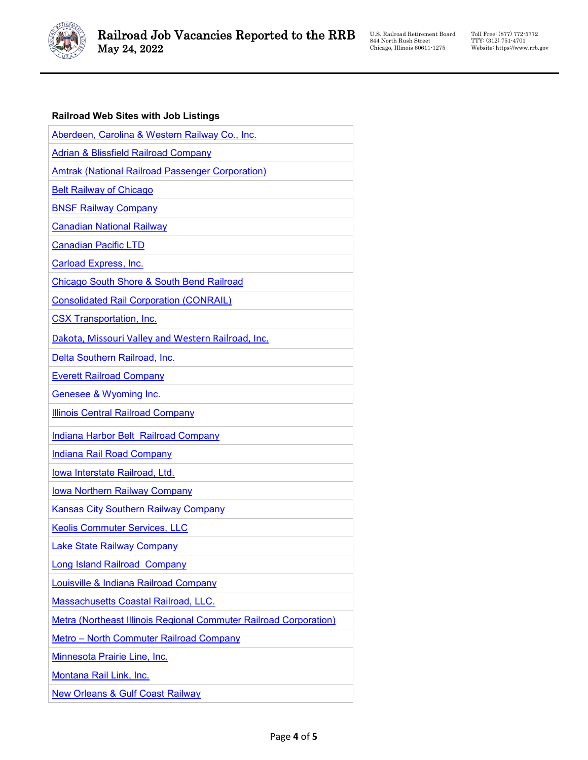**Railroad Web Sites with Job Listings**

| Railroad Web Sites with Job Listings |
|---|
| Aberdeen, Carolina & Western Railway Co., Inc. |
| Adrian & Blissfield Railroad Company |
| Amtrak (National Railroad Passenger Corporation) |
| Belt Railway of Chicago |
| BNSF Railway Company |
| Canadian National Railway |
| Canadian Pacific LTD |
| Carload Express, Inc. |
| Chicago South Shore & South Bend Railroad |
| Consolidated Rail Corporation (CONRAIL) |
| CSX Transportation, Inc. |
| Dakota, Missouri Valley and Western Railroad, Inc. |
| Delta Southern Railroad, Inc. |
| Everett Railroad Company |
| Genesee & Wyoming Inc. |
| Illinois Central Railroad Company |
| Indiana Harbor Belt Railroad Company |
| Indiana Rail Road Company |
| Iowa Interstate Railroad, Ltd. |
| Iowa Northern Railway Company |
| Kansas City Southern Railway Company |
| Keolis Commuter Services, LLC |
| Lake State Railway Company |
| Long Island Railroad Company |
| Louisville & Indiana Railroad Company |
| Massachusetts Coastal Railroad, LLC. |
| Metra (Northeast Illinois Regional Commuter Railroad Corporation) |
| Metro – North Commuter Railroad Company |
| Minnesota Prairie Line, Inc. |
| Montana Rail Link, Inc. |
| New Orleans & Gulf Coast Railway |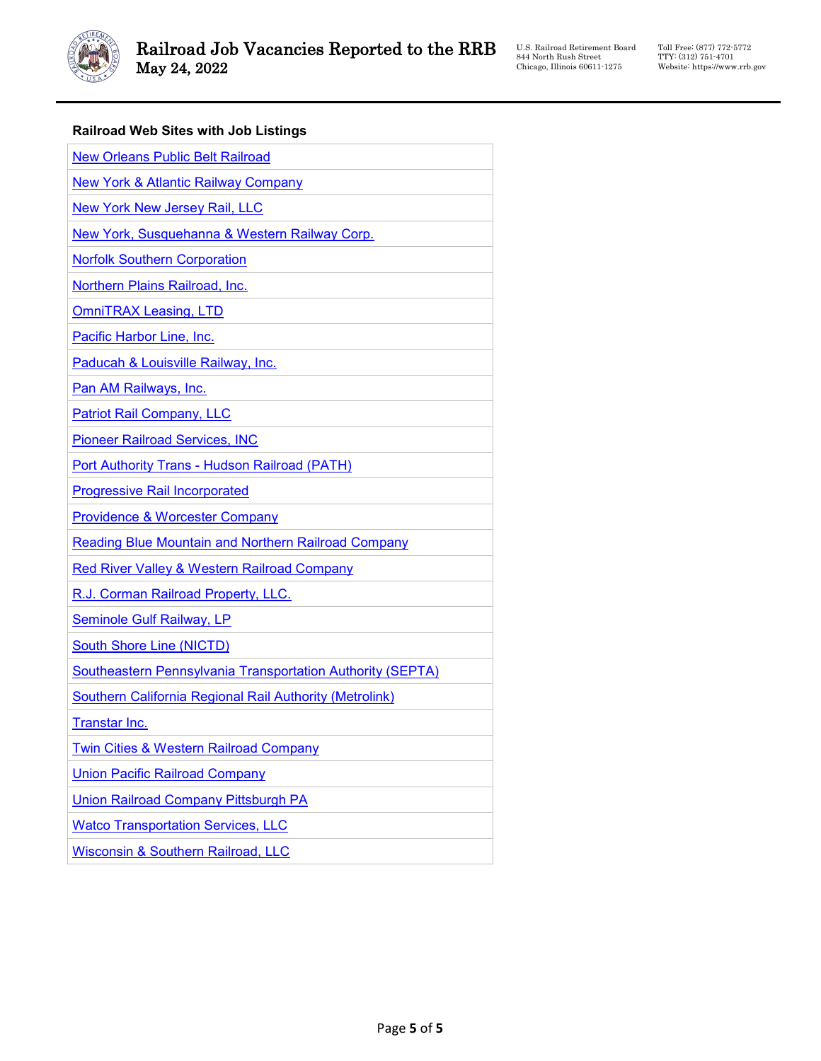**Railroad Web Sites with Job Listings**

| |
|---|
| New Orleans Public Belt Railroad |
| New York & Atlantic Railway Company |
| New York New Jersey Rail, LLC |
| New York, Susquehanna & Western Railway Corp. |
| Norfolk Southern Corporation |
| Northern Plains Railroad, Inc. |
| OmniTRAX Leasing, LTD |
| Pacific Harbor Line, Inc. |
| Paducah & Louisville Railway, Inc. |
| Pan AM Railways, Inc. |
| Patriot Rail Company, LLC |
| Pioneer Railroad Services, INC |
| Port Authority Trans - Hudson Railroad (PATH) |
| Progressive Rail Incorporated |
| Providence & Worcester Company |
| Reading Blue Mountain and Northern Railroad Company |
| Red River Valley & Western Railroad Company |
| R.J. Corman Railroad Property, LLC. |
| Seminole Gulf Railway, LP |
| South Shore Line (NICTD) |
| Southeastern Pennsylvania Transportation Authority (SEPTA) |
| Southern California Regional Rail Authority (Metrolink) |
| Transtar Inc. |
| Twin Cities & Western Railroad Company |
| Union Pacific Railroad Company |
| Union Railroad Company Pittsburgh PA |
| Watco Transportation Services, LLC |
| Wisconsin & Southern Railroad, LLC |